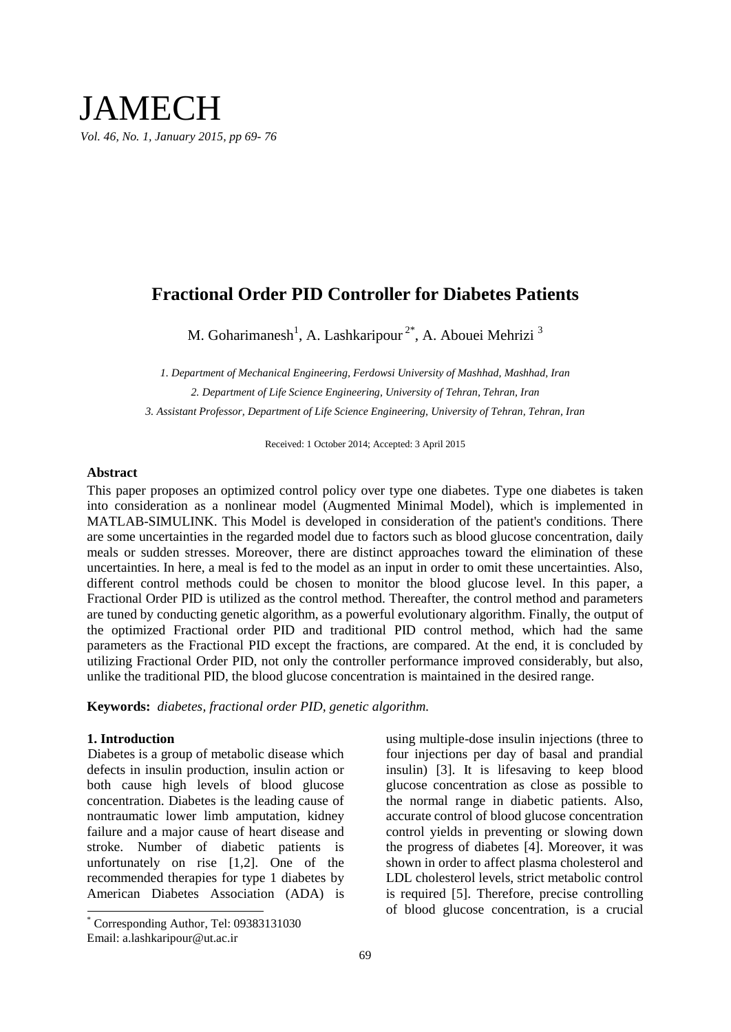# Fractional Order PID Controller for Diabetes Patients

M. Goharimanesh[1], A. Lashkaripour[2*], A. Abouei Mehrizi[3]

*1. Department of Mechanical Engineering, Ferdowsi University of Mashhad, Mashhad, Iran*

*2. Department of Life Science Engineering, University of Tehran, Tehran, Iran*

*3. Assistant Professor, Department of Life Science Engineering, University of Tehran, Tehran, Iran*

Received: 1 October 2014; Accepted: 3 April 2015

### Abstract

This paper proposes an optimized control policy over type one diabetes. Type one diabetes is taken into consideration as a nonlinear model (Augmented Minimal Model), which is implemented in MATLAB-SIMULINK. This Model is developed in consideration of the patient's conditions. There are some uncertainties in the regarded model due to factors such as blood glucose concentration, daily meals or sudden stresses. Moreover, there are distinct approaches toward the elimination of these uncertainties. In here, a meal is fed to the model as an input in order to omit these uncertainties. Also, different control methods could be chosen to monitor the blood glucose level. In this paper, a Fractional Order PID is utilized as the control method. Thereafter, the control method and parameters are tuned by conducting genetic algorithm, as a powerful evolutionary algorithm. Finally, the output of the optimized Fractional order PID and traditional PID control method, which had the same parameters as the Fractional PID except the fractions, are compared. At the end, it is concluded by utilizing Fractional Order PID, not only the controller performance improved considerably, but also, unlike the traditional PID, the blood glucose concentration is maintained in the desired range.

**Keywords:** *diabetes, fractional order PID, genetic algorithm.*

### 1. Introduction

Diabetes is a group of metabolic disease which defects in insulin production, insulin action or both cause high levels of blood glucose concentration. Diabetes is the leading cause of nontraumatic lower limb amputation, kidney failure and a major cause of heart disease and stroke. Number of diabetic patients is unfortunately on rise [1,2]. One of the recommended therapies for type 1 diabetes by American Diabetes Association (ADA) is using multiple-dose insulin injections (three to four injections per day of basal and prandial insulin) [3]. It is lifesaving to keep blood glucose concentration as close as possible to the normal range in diabetic patients. Also, accurate control of blood glucose concentration control yields in preventing or slowing down the progress of diabetes [4]. Moreover, it was shown in order to affect plasma cholesterol and LDL cholesterol levels, strict metabolic control is required [5]. Therefore, precise controlling of blood glucose concentration, is a crucial

[*] Corresponding Author, Tel: 09383131030
Email: a.lashkaripour@ut.ac.ir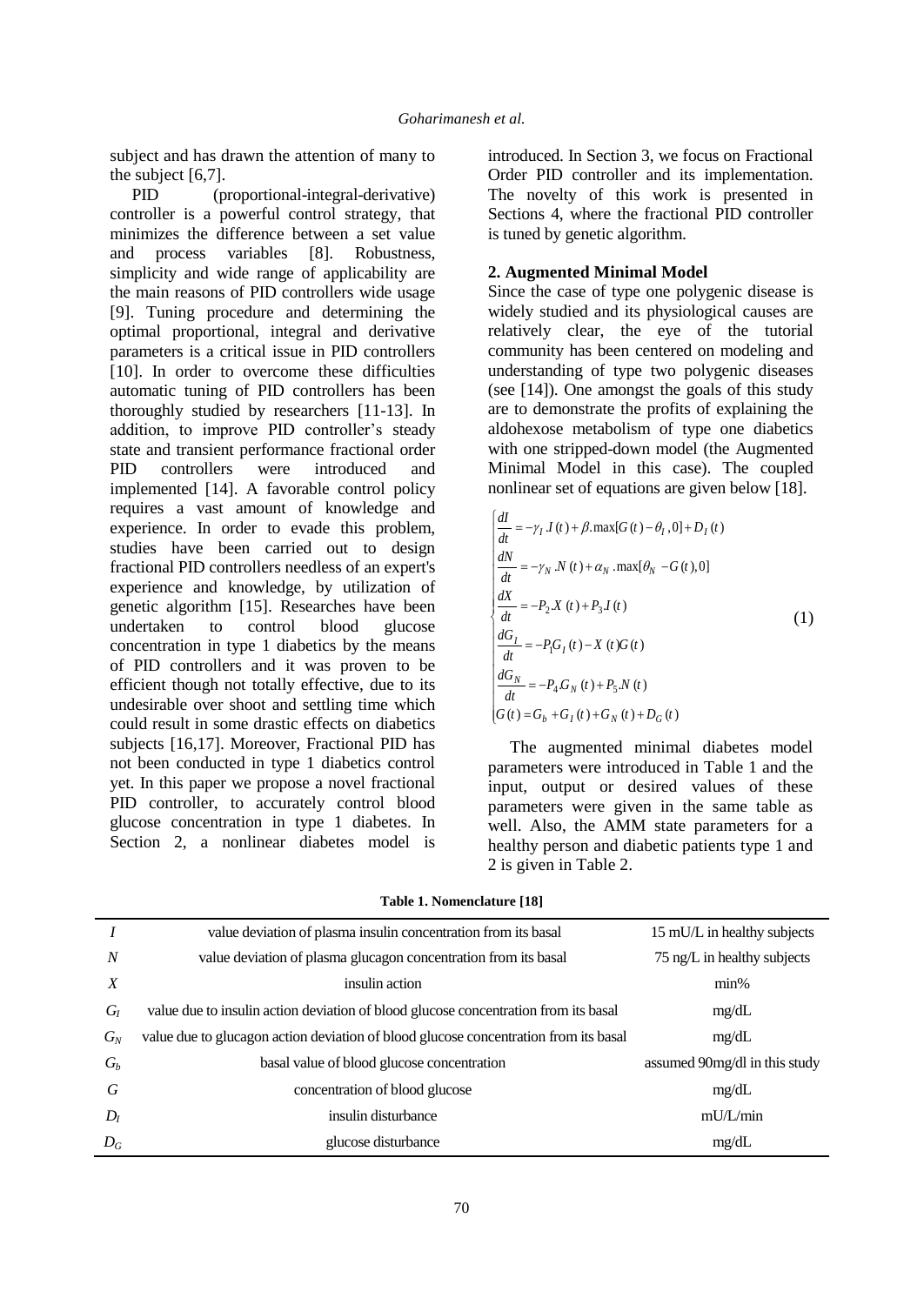subject and has drawn the attention of many to the subject [6,7].

PID (proportional-integral-derivative) controller is a powerful control strategy, that minimizes the difference between a set value and process variables [8]. Robustness, simplicity and wide range of applicability are the main reasons of PID controllers wide usage [9]. Tuning procedure and determining the optimal proportional, integral and derivative parameters is a critical issue in PID controllers [10]. In order to overcome these difficulties automatic tuning of PID controllers has been thoroughly studied by researchers [11-13]. In addition, to improve PID controller's steady state and transient performance fractional order PID controllers were introduced and implemented [14]. A favorable control policy requires a vast amount of knowledge and experience. In order to evade this problem, studies have been carried out to design fractional PID controllers needless of an expert's experience and knowledge, by utilization of genetic algorithm [15]. Researches have been undertaken to control blood glucose concentration in type 1 diabetics by the means of PID controllers and it was proven to be efficient though not totally effective, due to its undesirable over shoot and settling time which could result in some drastic effects on diabetics subjects [16,17]. Moreover, Fractional PID has not been conducted in type 1 diabetics control yet. In this paper we propose a novel fractional PID controller, to accurately control blood glucose concentration in type 1 diabetes. In Section 2, a nonlinear diabetes model is introduced. In Section 3, we focus on Fractional Order PID controller and its implementation. The novelty of this work is presented in Sections 4, where the fractional PID controller is tuned by genetic algorithm.

## 2. Augmented Minimal Model

Since the case of type one polygenic disease is widely studied and its physiological causes are relatively clear, the eye of the tutorial community has been centered on modeling and understanding of type two polygenic diseases (see [14]). One amongst the goals of this study are to demonstrate the profits of explaining the aldohexose metabolism of type one diabetics with one stripped-down model (the Augmented Minimal Model in this case). The coupled nonlinear set of equations are given below [18].

$$
\begin{cases}
\dfrac{dI}{dt} = -\gamma_I .I(t) + \beta .\max[G(t) - \theta_I, 0] + D_I(t) \\
\dfrac{dN}{dt} = -\gamma_N .N(t) + \alpha_N .\max[\theta_N - G(t), 0] \\
\dfrac{dX}{dt} = -P_2 .X(t) + P_3 .I(t) \\
\dfrac{dG_I}{dt} = -P_1 G_I(t) - X(t) G(t) \\
\dfrac{dG_N}{dt} = -P_4 .G_N(t) + P_5 .N(t) \\
G(t) = G_b + G_I(t) + G_N(t) + D_G(t)
\end{cases}
\tag{1}
$$

The augmented minimal diabetes model parameters were introduced in Table 1 and the input, output or desired values of these parameters were given in the same table as well. Also, the AMM state parameters for a healthy person and diabetic patients type 1 and 2 is given in Table 2.

**Table 1. Nomenclature [18]**

| | | |
|---|---|---|
| $I$ | value deviation of plasma insulin concentration from its basal | 15 mU/L in healthy subjects |
| $N$ | value deviation of plasma glucagon concentration from its basal | 75 ng/L in healthy subjects |
| $X$ | insulin action | min% |
| $G_I$ | value due to insulin action deviation of blood glucose concentration from its basal | mg/dL |
| $G_N$ | value due to glucagon action deviation of blood glucose concentration from its basal | mg/dL |
| $G_b$ | basal value of blood glucose concentration | assumed 90mg/dl in this study |
| $G$ | concentration of blood glucose | mg/dL |
| $D_I$ | insulin disturbance | mU/L/min |
| $D_G$ | glucose disturbance | mg/dL |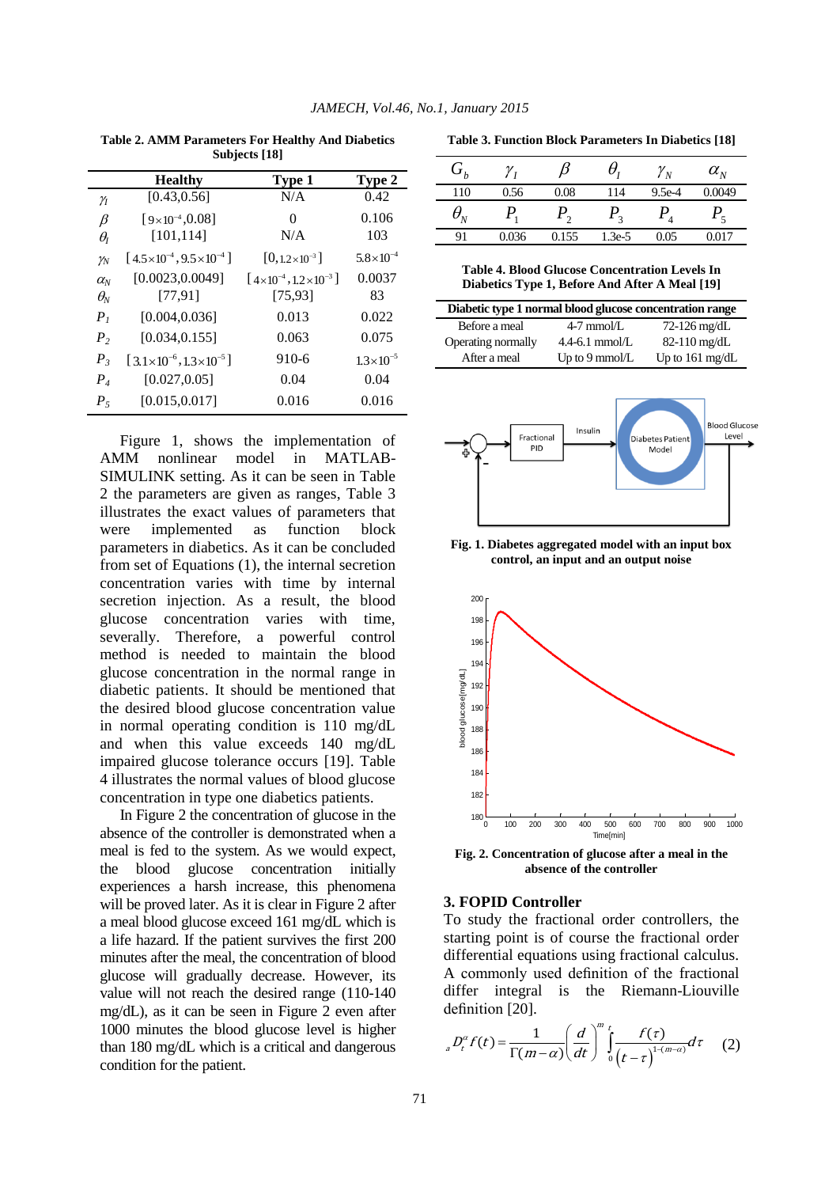**Table 2. AMM Parameters For Healthy And Diabetics Subjects [18]**

| | Healthy | Type 1 | Type 2 |
|---|---|---|---|
| $\gamma_I$ | [0.43,0.56] | N/A | 0.42 |
| $\beta$ | $[9\times10^{-4},0.08]$ | 0 | 0.106 |
| $\theta_I$ | [101,114] | N/A | 103 |
| $\gamma_N$ | $[4.5\times10^{-4}, 9.5\times10^{-4}]$ | $[0, 1.2\times10^{-3}]$ | $5.8\times10^{-4}$ |
| $\alpha_N$ | [0.0023,0.0049] | $[4\times10^{-4}, 1.2\times10^{-3}]$ | 0.0037 |
| $\theta_N$ | [77,91] | [75,93] | 83 |
| $P_1$ | [0.004,0.036] | 0.013 | 0.022 |
| $P_2$ | [0.034,0.155] | 0.063 | 0.075 |
| $P_3$ | $[3.1\times10^{-6}, 1.3\times10^{-5}]$ | 910-6 | $1.3\times10^{-5}$ |
| $P_4$ | [0.027,0.05] | 0.04 | 0.04 |
| $P_5$ | [0.015,0.017] | 0.016 | 0.016 |

Figure 1, shows the implementation of AMM nonlinear model in MATLAB-SIMULINK setting. As it can be seen in Table 2 the parameters are given as ranges, Table 3 illustrates the exact values of parameters that were implemented as function block parameters in diabetics. As it can be concluded from set of Equations (1), the internal secretion concentration varies with time by internal secretion injection. As a result, the blood glucose concentration varies with time, severally. Therefore, a powerful control method is needed to maintain the blood glucose concentration in the normal range in diabetic patients. It should be mentioned that the desired blood glucose concentration value in normal operating condition is 110 mg/dL and when this value exceeds 140 mg/dL impaired glucose tolerance occurs [19]. Table 4 illustrates the normal values of blood glucose concentration in type one diabetics patients.

In Figure 2 the concentration of glucose in the absence of the controller is demonstrated when a meal is fed to the system. As we would expect, the blood glucose concentration initially experiences a harsh increase, this phenomena will be proved later. As it is clear in Figure 2 after a meal blood glucose exceed 161 mg/dL which is a life hazard. If the patient survives the first 200 minutes after the meal, the concentration of blood glucose will gradually decrease. However, its value will not reach the desired range (110-140 mg/dL), as it can be seen in Figure 2 even after 1000 minutes the blood glucose level is higher than 180 mg/dL which is a critical and dangerous condition for the patient.

**Table 3. Function Block Parameters In Diabetics [18]**

| $G_b$ | $\gamma_I$ | $\beta$ | $\theta_I$ | $\gamma_N$ | $\alpha_N$ |
|---|---|---|---|---|---|
| 110 | 0.56 | 0.08 | 114 | 9.5e-4 | 0.0049 |
| $\theta_N$ | $P_1$ | $P_2$ | $P_3$ | $P_4$ | $P_5$ |
| 91 | 0.036 | 0.155 | 1.3e-5 | 0.05 | 0.017 |

**Table 4. Blood Glucose Concentration Levels In Diabetics Type 1, Before And After A Meal [19]**

| Diabetic type 1 normal blood glucose concentration range | | |
|---|---|---|
| Before a meal | 4-7 mmol/L | 72-126 mg/dL |
| Operating normally | 4.4-6.1 mmol/L | 82-110 mg/dL |
| After a meal | Up to 9 mmol/L | Up to 161 mg/dL |

**Fig. 1. Diabetes aggregated model with an input box control, an input and an output noise**

**Fig. 2. Concentration of glucose after a meal in the absence of the controller**

## 3. FOPID Controller

To study the fractional order controllers, the starting point is of course the fractional order differential equations using fractional calculus. A commonly used definition of the fractional differ integral is the Riemann-Liouville definition [20].

$$ {}_aD_t^{\alpha} f(t) = \frac{1}{\Gamma(m-\alpha)} \left(\frac{d}{dt}\right)^m \int_0^t \frac{f(\tau)}{(t-\tau)^{1-(m-\alpha)}} d\tau \quad (2) $$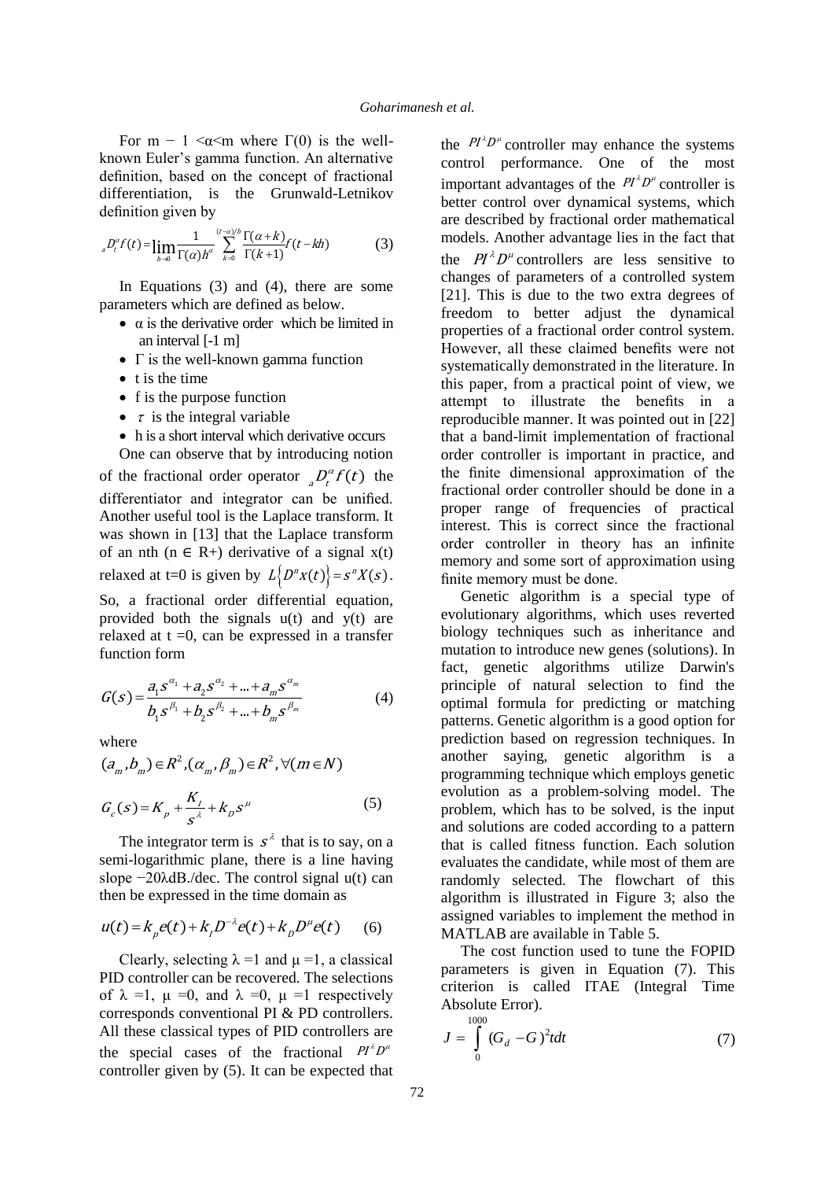For m − 1 <α<m where Γ(0) is the well-known Euler's gamma function. An alternative definition, based on the concept of fractional differentiation, is the Grunwald-Letnikov definition given by

$$ {}_aD_t^{\alpha}f(t) = \lim_{h\to 0}\frac{1}{\Gamma(\alpha)h^{\alpha}}\sum_{k=0}^{(t-\alpha)/h}\frac{\Gamma(\alpha+k)}{\Gamma(k+1)}f(t-kh) \tag{3} $$

In Equations (3) and (4), there are some parameters which are defined as below.

- α is the derivative order which be limited in an interval [-1 m]
- Γ is the well-known gamma function
- t is the time
- f is the purpose function
- $\tau$ is the integral variable
- h is a short interval which derivative occurs

One can observe that by introducing notion of the fractional order operator ${}_aD_t^{\alpha}f(t)$ the differentiator and integrator can be unified. Another useful tool is the Laplace transform. It was shown in [13] that the Laplace transform of an nth (n ∈ R+) derivative of a signal x(t) relaxed at t=0 is given by $L\{D^n x(t)\} = s^n X(s)$. So, a fractional order differential equation, provided both the signals u(t) and y(t) are relaxed at t =0, can be expressed in a transfer function form

$$ G(s) = \frac{a_1 s^{\alpha_1} + a_2 s^{\alpha_2} + \ldots + a_m s^{\alpha_m}}{b_1 s^{\beta_1} + b_2 s^{\beta_2} + \ldots + b_m s^{\beta_m}} \tag{4} $$

where

$$ (a_m, b_m) \in R^2, (\alpha_m, \beta_m) \in R^2, \forall (m \in N) $$

$$ G_c(s) = K_p + \frac{K_I}{s^{\lambda}} + k_D s^{\mu} \tag{5} $$

The integrator term is $s^{\lambda}$ that is to say, on a semi-logarithmic plane, there is a line having slope −20λdB./dec. The control signal u(t) can then be expressed in the time domain as

$$ u(t) = k_p e(t) + k_I D^{-\lambda} e(t) + k_D D^{\mu} e(t) \tag{6} $$

Clearly, selecting λ =1 and μ =1, a classical PID controller can be recovered. The selections of λ =1, μ =0, and λ =0, μ =1 respectively corresponds conventional PI & PD controllers. All these classical types of PID controllers are the special cases of the fractional $PI^{\lambda}D^{\mu}$ controller given by (5). It can be expected that the $PI^{\lambda}D^{\mu}$ controller may enhance the systems control performance. One of the most important advantages of the $PI^{\lambda}D^{\mu}$ controller is better control over dynamical systems, which are described by fractional order mathematical models. Another advantage lies in the fact that the $PI^{\lambda}D^{\mu}$ controllers are less sensitive to changes of parameters of a controlled system [21]. This is due to the two extra degrees of freedom to better adjust the dynamical properties of a fractional order control system. However, all these claimed benefits were not systematically demonstrated in the literature. In this paper, from a practical point of view, we attempt to illustrate the benefits in a reproducible manner. It was pointed out in [22] that a band-limit implementation of fractional order controller is important in practice, and the finite dimensional approximation of the fractional order controller should be done in a proper range of frequencies of practical interest. This is correct since the fractional order controller in theory has an infinite memory and some sort of approximation using finite memory must be done.

Genetic algorithm is a special type of evolutionary algorithms, which uses reverted biology techniques such as inheritance and mutation to introduce new genes (solutions). In fact, genetic algorithms utilize Darwin's principle of natural selection to find the optimal formula for predicting or matching patterns. Genetic algorithm is a good option for prediction based on regression techniques. In another saying, genetic algorithm is a programming technique which employs genetic evolution as a problem-solving model. The problem, which has to be solved, is the input and solutions are coded according to a pattern that is called fitness function. Each solution evaluates the candidate, while most of them are randomly selected. The flowchart of this algorithm is illustrated in Figure 3; also the assigned variables to implement the method in MATLAB are available in Table 5.

The cost function used to tune the FOPID parameters is given in Equation (7). This criterion is called ITAE (Integral Time Absolute Error).

$$ J = \int_0^{1000} (G_d - G)^2 t dt \tag{7} $$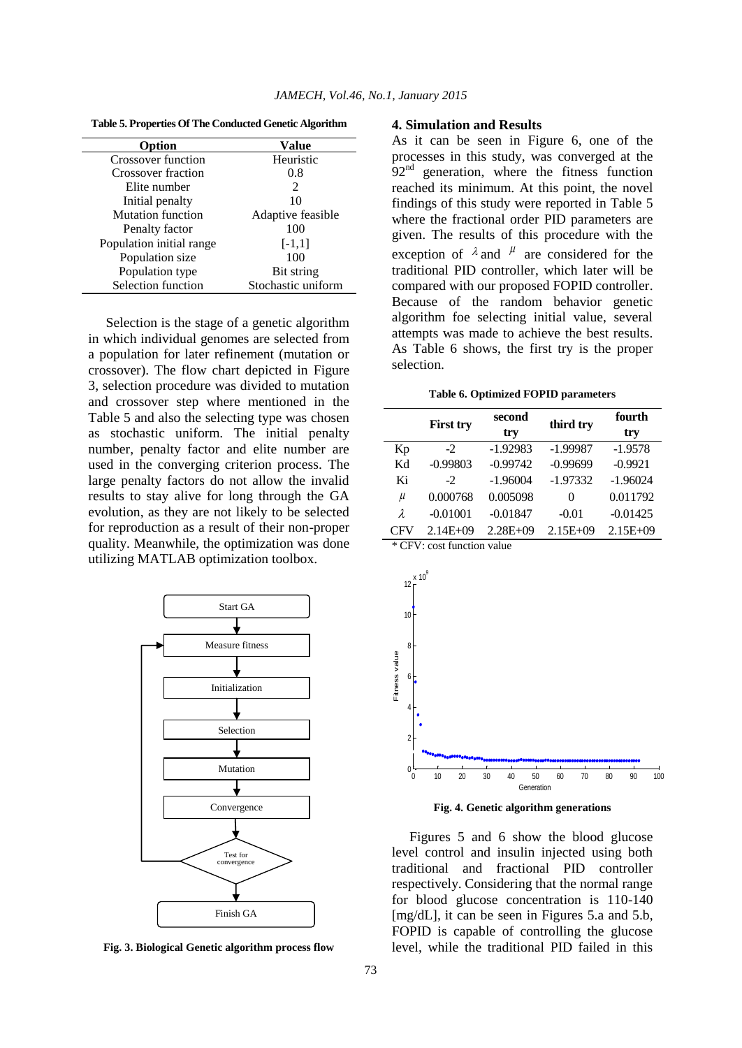**Table 5. Properties Of The Conducted Genetic Algorithm**

| Option | Value |
|---|---|
| Crossover function | Heuristic |
| Crossover fraction | 0.8 |
| Elite number | 2 |
| Initial penalty | 10 |
| Mutation function | Adaptive feasible |
| Penalty factor | 100 |
| Population initial range | [-1,1] |
| Population size | 100 |
| Population type | Bit string |
| Selection function | Stochastic uniform |

Selection is the stage of a genetic algorithm in which individual genomes are selected from a population for later refinement (mutation or crossover). The flow chart depicted in Figure 3, selection procedure was divided to mutation and crossover step where mentioned in the Table 5 and also the selecting type was chosen as stochastic uniform. The initial penalty number, penalty factor and elite number are used in the converging criterion process. The large penalty factors do not allow the invalid results to stay alive for long through the GA evolution, as they are not likely to be selected for reproduction as a result of their non-proper quality. Meanwhile, the optimization was done utilizing MATLAB optimization toolbox.

Fig. 3. Biological Genetic algorithm process flow

## 4. Simulation and Results

As it can be seen in Figure 6, one of the processes in this study, was converged at the 92nd generation, where the fitness function reached its minimum. At this point, the novel findings of this study were reported in Table 5 where the fractional order PID parameters are given. The results of this procedure with the exception of $\lambda$ and $\mu$ are considered for the traditional PID controller, which later will be compared with our proposed FOPID controller. Because of the random behavior genetic algorithm foe selecting initial value, several attempts was made to achieve the best results. As Table 6 shows, the first try is the proper selection.

**Table 6. Optimized FOPID parameters**

| | First try | second try | third try | fourth try |
|---|---|---|---|---|
| Kp | -2 | -1.92983 | -1.99987 | -1.9578 |
| Kd | -0.99803 | -0.99742 | -0.99699 | -0.9921 |
| Ki | -2 | -1.96004 | -1.97332 | -1.96024 |
| $\mu$ | 0.000768 | 0.005098 | 0 | 0.011792 |
| $\lambda$ | -0.01001 | -0.01847 | -0.01 | -0.01425 |
| CFV | 2.14E+09 | 2.28E+09 | 2.15E+09 | 2.15E+09 |

\* CFV: cost function value

Fig. 4. Genetic algorithm generations

Figures 5 and 6 show the blood glucose level control and insulin injected using both traditional and fractional PID controller respectively. Considering that the normal range for blood glucose concentration is 110-140 [mg/dL], it can be seen in Figures 5.a and 5.b, FOPID is capable of controlling the glucose level, while the traditional PID failed in this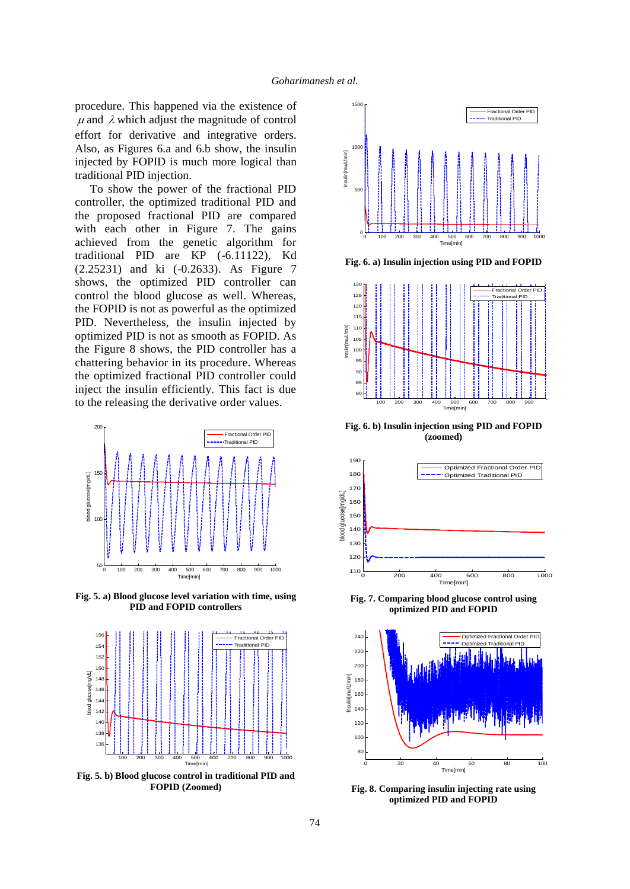procedure. This happened via the existence of $\mu$ and $\lambda$ which adjust the magnitude of control effort for derivative and integrative orders. Also, as Figures 6.a and 6.b show, the insulin injected by FOPID is much more logical than traditional PID injection.

To show the power of the fractional PID controller, the optimized traditional PID and the proposed fractional PID are compared with each other in Figure 7. The gains achieved from the genetic algorithm for traditional PID are KP (-6.11122), Kd (2.25231) and ki (-0.2633). As Figure 7 shows, the optimized PID controller can control the blood glucose as well. Whereas, the FOPID is not as powerful as the optimized PID. Nevertheless, the insulin injected by optimized PID is not as smooth as FOPID. As the Figure 8 shows, the PID controller has a chattering behavior in its procedure. Whereas the optimized fractional PID controller could inject the insulin efficiently. This fact is due to the releasing the derivative order values.

**Fig. 5. a) Blood glucose level variation with time, using PID and FOPID controllers**

**Fig. 5. b) Blood glucose control in traditional PID and FOPID (Zoomed)**

**Fig. 6. a) Insulin injection using PID and FOPID**

**Fig. 6. b) Insulin injection using PID and FOPID (zoomed)**

**Fig. 7. Comparing blood glucose control using optimized PID and FOPID**

**Fig. 8. Comparing insulin injecting rate using optimized PID and FOPID**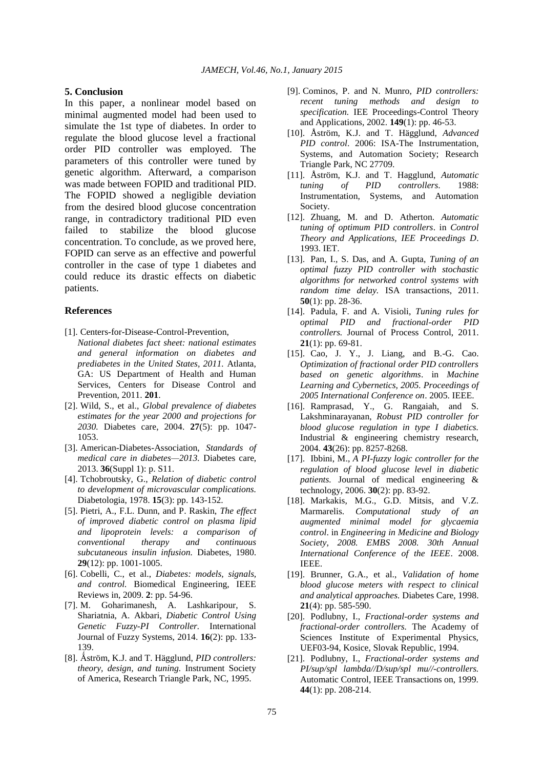## 5. Conclusion

In this paper, a nonlinear model based on minimal augmented model had been used to simulate the 1st type of diabetes. In order to regulate the blood glucose level a fractional order PID controller was employed. The parameters of this controller were tuned by genetic algorithm. Afterward, a comparison was made between FOPID and traditional PID. The FOPID showed a negligible deviation from the desired blood glucose concentration range, in contradictory traditional PID even failed to stabilize the blood glucose concentration. To conclude, as we proved here, FOPID can serve as an effective and powerful controller in the case of type 1 diabetes and could reduce its drastic effects on diabetic patients.

## References

[1]. Centers-for-Disease-Control-Prevention, *National diabetes fact sheet: national estimates and general information on diabetes and prediabetes in the United States, 2011.* Atlanta, GA: US Department of Health and Human Services, Centers for Disease Control and Prevention, 2011. **201**.

[2]. Wild, S., et al., *Global prevalence of diabetes estimates for the year 2000 and projections for 2030.* Diabetes care, 2004. **27**(5): pp. 1047-1053.

[3]. American-Diabetes-Association, *Standards of medical care in diabetes—2013.* Diabetes care, 2013. **36**(Suppl 1): p. S11.

[4]. Tchobroutsky, G., *Relation of diabetic control to development of microvascular complications.* Diabetologia, 1978. **15**(3): pp. 143-152.

[5]. Pietri, A., F.L. Dunn, and P. Raskin, *The effect of improved diabetic control on plasma lipid and lipoprotein levels: a comparison of conventional therapy and continuous subcutaneous insulin infusion.* Diabetes, 1980. **29**(12): pp. 1001-1005.

[6]. Cobelli, C., et al., *Diabetes: models, signals, and control.* Biomedical Engineering, IEEE Reviews in, 2009. **2**: pp. 54-96.

[7]. M. Goharimanesh, A. Lashkaripour, S. Shariatnia, A. Akbari, *Diabetic Control Using Genetic Fuzzy-PI Controller.* International Journal of Fuzzy Systems, 2014. **16**(2): pp. 133-139.

[8]. Áström, K.J. and T. Hägglund, *PID controllers: theory, design, and tuning.* Instrument Society of America, Research Triangle Park, NC, 1995.

[9]. Cominos, P. and N. Munro, *PID controllers: recent tuning methods and design to specification.* IEE Proceedings-Control Theory and Applications, 2002. **149**(1): pp. 46-53.

[10]. Åström, K.J. and T. Hägglund, *Advanced PID control*. 2006: ISA-The Instrumentation, Systems, and Automation Society; Research Triangle Park, NC 27709.

[11]. Åström, K.J. and T. Hagglund, *Automatic tuning of PID controllers.* 1988: Instrumentation, Systems, and Automation Society.

[12]. Zhuang, M. and D. Atherton. *Automatic tuning of optimum PID controllers*. in *Control Theory and Applications, IEE Proceedings D*. 1993. IET.

[13]. Pan, I., S. Das, and A. Gupta, *Tuning of an optimal fuzzy PID controller with stochastic algorithms for networked control systems with random time delay.* ISA transactions, 2011. **50**(1): pp. 28-36.

[14]. Padula, F. and A. Visioli, *Tuning rules for optimal PID and fractional-order PID controllers.* Journal of Process Control, 2011. **21**(1): pp. 69-81.

[15]. Cao, J. Y., J. Liang, and B.-G. Cao. *Optimization of fractional order PID controllers based on genetic algorithms*. in *Machine Learning and Cybernetics, 2005. Proceedings of 2005 International Conference on*. 2005. IEEE.

[16]. Ramprasad, Y., G. Rangaiah, and S. Lakshminarayanan, *Robust PID controller for blood glucose regulation in type I diabetics.* Industrial & engineering chemistry research, 2004. **43**(26): pp. 8257-8268.

[17]. Ibbini, M., *A PI-fuzzy logic controller for the regulation of blood glucose level in diabetic patients.* Journal of medical engineering & technology, 2006. **30**(2): pp. 83-92.

[18]. Markakis, M.G., G.D. Mitsis, and V.Z. Marmarelis. *Computational study of an augmented minimal model for glycaemia control*. in *Engineering in Medicine and Biology Society, 2008. EMBS 2008. 30th Annual International Conference of the IEEE*. 2008. IEEE.

[19]. Brunner, G.A., et al., *Validation of home blood glucose meters with respect to clinical and analytical approaches.* Diabetes Care, 1998. **21**(4): pp. 585-590.

[20]. Podlubny, I., *Fractional-order systems and fractional-order controllers.* The Academy of Sciences Institute of Experimental Physics, UEF03-94, Kosice, Slovak Republic, 1994.

[21]. Podlubny, I., *Fractional-order systems and PI/sup/spl lambda//D/sup/spl mu//-controllers.* Automatic Control, IEEE Transactions on, 1999. **44**(1): pp. 208-214.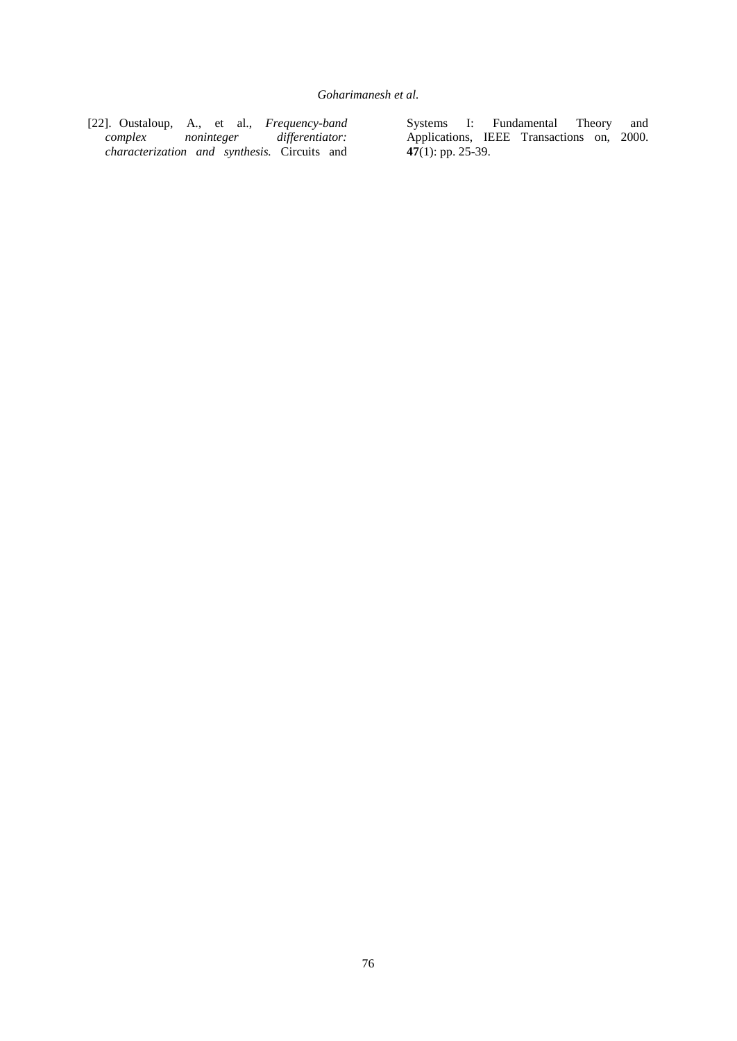[22]. Oustaloup, A., et al., *Frequency-band complex noninteger differentiator: characterization and synthesis.* Circuits and Systems I: Fundamental Theory and Applications, IEEE Transactions on, 2000. **47**(1): pp. 25-39.